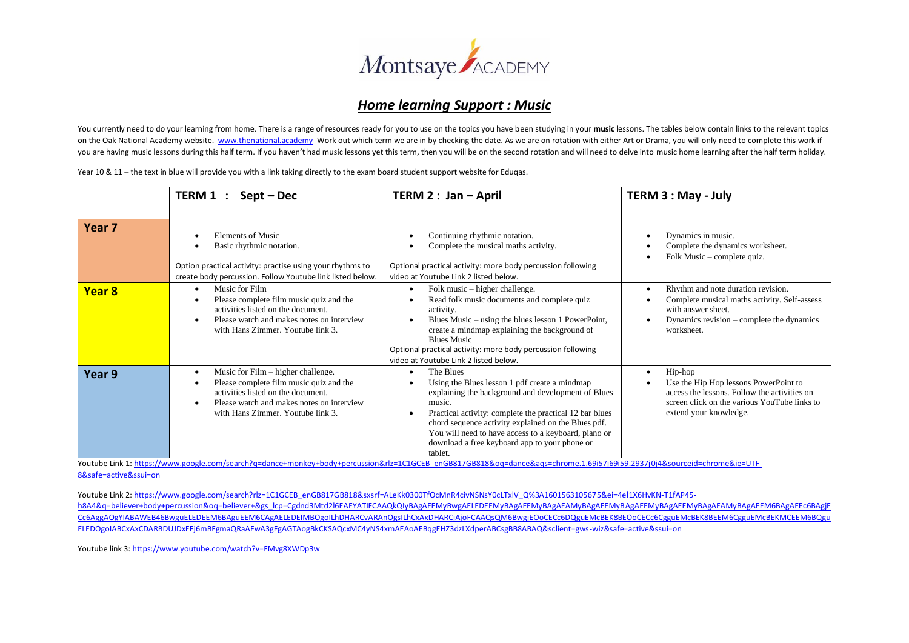Montsaye ACADEMY

## *Home learning Support : Music*

You currently need to do your learning from home. There is a range of resources ready for you to use on the topics you have been studying in your **music** lessons. The tables below contain links to the relevant topics on the Oak National Academy website. www.thenational.academy Work out which term we are in by checking the date. As we are on rotation with either Art or Drama, you will only need to complete this work if you are having music lessons during this half term. If you haven't had music lessons yet this term, then you will be on the second rotation and will need to delve into music home learning after the half term holiday.

Year 10 & 11 – the text in blue will provide you with a link taking directly to the exam board student support website for Eduqas.

| | TERM 1 : Sept – Dec | TERM 2 : Jan – April | TERM 3 : May - July |
|---|---|---|---|
| **Year 7** | • Elements of Music<br>• Basic rhythmic notation.<br><br>Option practical activity: practise using your rhythms to create body percussion. Follow Youtube link listed below. | • Continuing rhythmic notation.<br>• Complete the musical maths activity.<br><br>Optional practical activity: more body percussion following video at Youtube Link 2 listed below. | • Dynamics in music.<br>• Complete the dynamics worksheet.<br>• Folk Music – complete quiz. |
| **Year 8** | • Music for Film<br>• Please complete film music quiz and the activities listed on the document.<br>• Please watch and makes notes on interview with Hans Zimmer. Youtube link 3. | • Folk music – higher challenge.<br>• Read folk music documents and complete quiz activity.<br>• Blues Music – using the blues lesson 1 PowerPoint, create a mindmap explaining the background of Blues Music<br>Optional practical activity: more body percussion following video at Youtube Link 2 listed below. | • Rhythm and note duration revision.<br>• Complete musical maths activity. Self-assess with answer sheet.<br>• Dynamics revision – complete the dynamics worksheet. |
| **Year 9** | • Music for Film – higher challenge.<br>• Please complete film music quiz and the activities listed on the document.<br>• Please watch and makes notes on interview with Hans Zimmer. Youtube link 3. | • The Blues<br>• Using the Blues lesson 1 pdf create a mindmap explaining the background and development of Blues music.<br>• Practical activity: complete the practical 12 bar blues chord sequence activity explained on the Blues pdf. You will need to have access to a keyboard, piano or download a free keyboard app to your phone or tablet. | • Hip-hop<br>• Use the Hip Hop lessons PowerPoint to access the lessons. Follow the activities on screen click on the various YouTube links to extend your knowledge. |

Youtube Link 1: https://www.google.com/search?q=dance+monkey+body+percussion&rlz=1C1GCEB_enGB817GB818&oq=dance&aqs=chrome.1.69i57j69i59.2937j0j4&sourceid=chrome&ie=UTF-8&safe=active&ssui=on

Youtube Link 2: https://www.google.com/search?rlz=1C1GCEB_enGB817GB818&sxsrf=ALeKk0300TfOcMnR4civNSNsY0cLTxlV_Q%3A1601563105675&ei=4el1X6HvKN-T1fAP45-h8A4&q=believer+body+percussion&oq=believer+&gs_lcp=Cgdnd3Mtd2l6EAEYATIFCAAQkQIyBAgAEEMyBwgAELEDEEMyBAgAEEMyBAgAEAMyBAgAEEMyBAgAEEMyBAgAEEMyBAgAEAMyBAgAEEM6BAgAEEc6BAgjECc6AggAOgYIABAWEB46BwguELEDEEM6BAguEEM6CAgAELEDEIMBOgoILhDHARCvARAnOgsILhCxAxDHARCjAjoFCAAQsQM6BwgjEOoCECc6DQguEMcBEK8BEOoCECc6CgguEMcBEK8BEEM6CgguEMcBEKMCEEM6BQguELEDOgoIABCxAxCDARBDUJDxEFj6mBFgmaQRaAFwA3gFgAGTAogBkCKSAQcxMC4yNS4xmAEAoAEBqgEHZ3dzLXdperABCsgBB8ABAQ&sclient=gws-wiz&safe=active&ssui=on

Youtube link 3: https://www.youtube.com/watch?v=FMvg8XWDp3w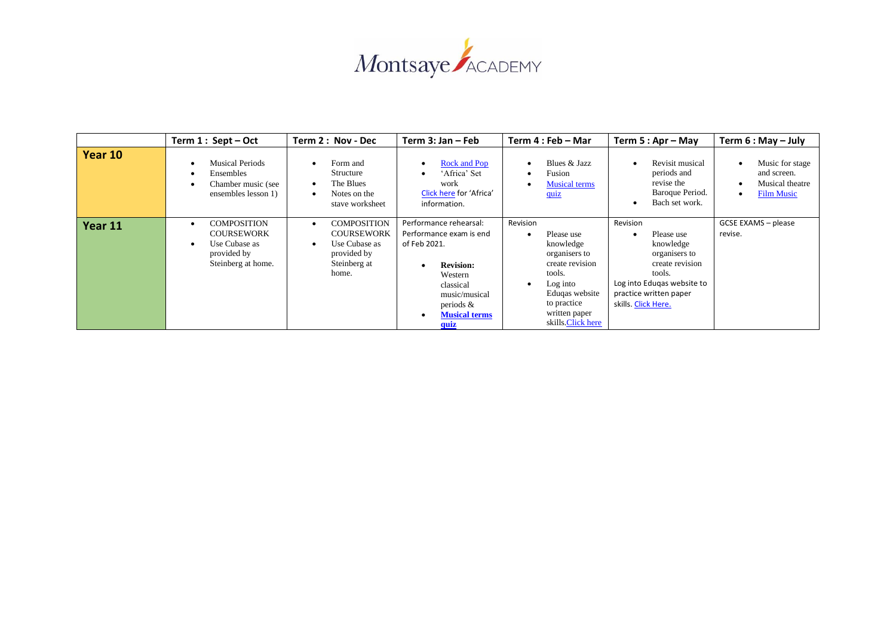| | Term 1 : Sept – Oct | Term 2 : Nov - Dec | Term 3: Jan – Feb | Term 4 : Feb – Mar | Term 5 : Apr – May | Term 6 : May – July |
|---|---|---|---|---|---|---|
| **Year 10** | • Musical Periods<br>• Ensembles<br>• Chamber music (see ensembles lesson 1) | • Form and Structure<br>• The Blues<br>• Notes on the stave worksheet | • Rock and Pop<br>• 'Africa' Set work<br>Click here for 'Africa' information. | • Blues & Jazz<br>• Fusion<br>• Musical terms quiz | • Revisit musical periods and revise the Baroque Period.<br>• Bach set work. | • Music for stage and screen.<br>• Musical theatre<br>• Film Music |
| **Year 11** | • COMPOSITION COURSEWORK<br>• Use Cubase as provided by Steinberg at home. | • COMPOSITION COURSEWORK<br>• Use Cubase as provided by Steinberg at home. | Performance rehearsal: Performance exam is end of Feb 2021.<br>• **Revision:** Western classical music/musical periods &<br>• **Musical terms quiz** | Revision<br>• Please use knowledge organisers to create revision tools.<br>• Log into Eduqas website to practice written paper skills. Click here | Revision<br>• Please use knowledge organisers to create revision tools.<br>Log into Eduqas website to practice written paper skills. Click Here. | GCSE EXAMS – please revise. |